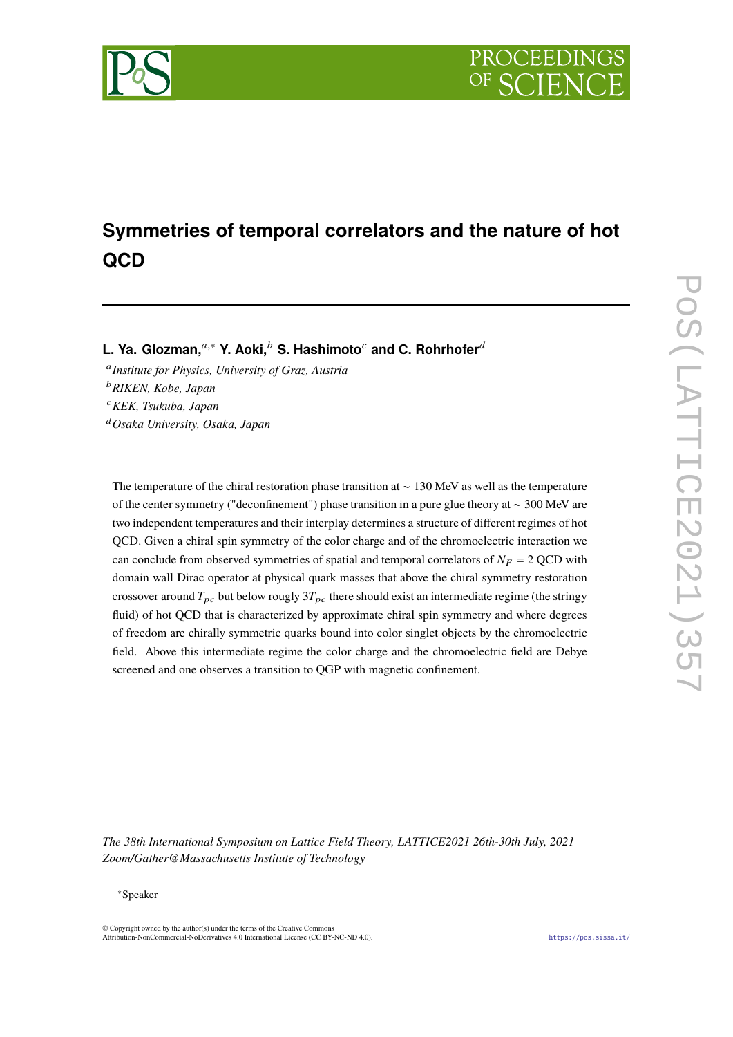# Symmetries of temporal correlators and the nature of hot QCD

**L. Ya. Glozman,**[a,*] **Y. Aoki,**[b] **S. Hashimoto**[c] **and C. Rohrhofer**[d]

[a] *Institute for Physics, University of Graz, Austria*
[b] *RIKEN, Kobe, Japan*
[c] *KEK, Tsukuba, Japan*
[d] *Osaka University, Osaka, Japan*

The temperature of the chiral restoration phase transition at $\sim$ 130 MeV as well as the temperature of the center symmetry ("deconfinement") phase transition in a pure glue theory at $\sim$ 300 MeV are two independent temperatures and their interplay determines a structure of different regimes of hot QCD. Given a chiral spin symmetry of the color charge and of the chromoelectric interaction we can conclude from observed symmetries of spatial and temporal correlators of $N_F = 2$ QCD with domain wall Dirac operator at physical quark masses that above the chiral symmetry restoration crossover around $T_{pc}$ but below roughly $3T_{pc}$ there should exist an intermediate regime (the stringy fluid) of hot QCD that is characterized by approximate chiral spin symmetry and where degrees of freedom are chirally symmetric quarks bound into color singlet objects by the chromoelectric field. Above this intermediate regime the color charge and the chromoelectric field are Debye screened and one observes a transition to QGP with magnetic confinement.

*The 38th International Symposium on Lattice Field Theory, LATTICE2021 26th-30th July, 2021*
*Zoom/Gather@Massachusetts Institute of Technology*

*Speaker

© Copyright owned by the author(s) under the terms of the Creative Commons Attribution-NonCommercial-NoDerivatives 4.0 International License (CC BY-NC-ND 4.0).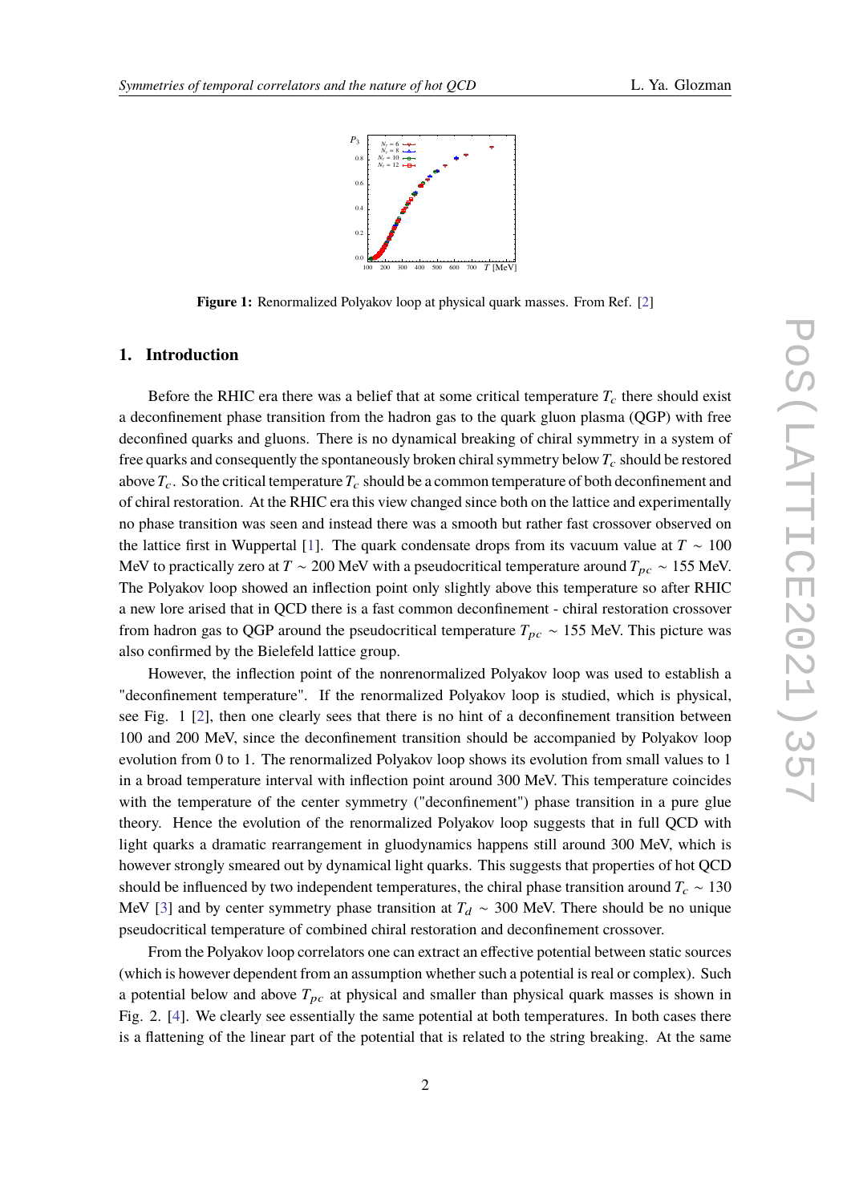**Figure 1:** Renormalized Polyakov loop at physical quark masses. From Ref. [2].

## 1. Introduction

Before the RHIC era there was a belief that at some critical temperature $T_c$ there should exist a deconfinement phase transition from the hadron gas to the quark gluon plasma (QGP) with free deconfined quarks and gluons. There is no dynamical breaking of chiral symmetry in a system of free quarks and consequently the spontaneously broken chiral symmetry below $T_c$ should be restored above $T_c$. So the critical temperature $T_c$ should be a common temperature of both deconfinement and of chiral restoration. At the RHIC era this view changed since both on the lattice and experimentally no phase transition was seen and instead there was a smooth but rather fast crossover observed on the lattice first in Wuppertal [1]. The quark condensate drops from its vacuum value at $T \sim 100$ MeV to practically zero at $T \sim 200$ MeV with a pseudocritical temperature around $T_{pc} \sim 155$ MeV. The Polyakov loop showed an inflection point only slightly above this temperature so after RHIC a new lore arised that in QCD there is a fast common deconfinement - chiral restoration crossover from hadron gas to QGP around the pseudocritical temperature $T_{pc} \sim 155$ MeV. This picture was also confirmed by the Bielefeld lattice group.

However, the inflection point of the nonrenormalized Polyakov loop was used to establish a "deconfinement temperature". If the renormalized Polyakov loop is studied, which is physical, see Fig. 1 [2], then one clearly sees that there is no hint of a deconfinement transition between 100 and 200 MeV, since the deconfinement transition should be accompanied by Polyakov loop evolution from 0 to 1. The renormalized Polyakov loop shows its evolution from small values to 1 in a broad temperature interval with inflection point around 300 MeV. This temperature coincides with the temperature of the center symmetry ("deconfinement") phase transition in a pure glue theory. Hence the evolution of the renormalized Polyakov loop suggests that in full QCD with light quarks a dramatic rearrangement in gluodynamics happens still around 300 MeV, which is however strongly smeared out by dynamical light quarks. This suggests that properties of hot QCD should be influenced by two independent temperatures, the chiral phase transition around $T_c \sim 130$ MeV [3] and by center symmetry phase transition at $T_d \sim 300$ MeV. There should be no unique pseudocritical temperature of combined chiral restoration and deconfinement crossover.

From the Polyakov loop correlators one can extract an effective potential between static sources (which is however dependent from an assumption whether such a potential is real or complex). Such a potential below and above $T_{pc}$ at physical and smaller than physical quark masses is shown in Fig. 2. [4]. We clearly see essentially the same potential at both temperatures. In both cases there is a flattening of the linear part of the potential that is related to the string breaking. At the same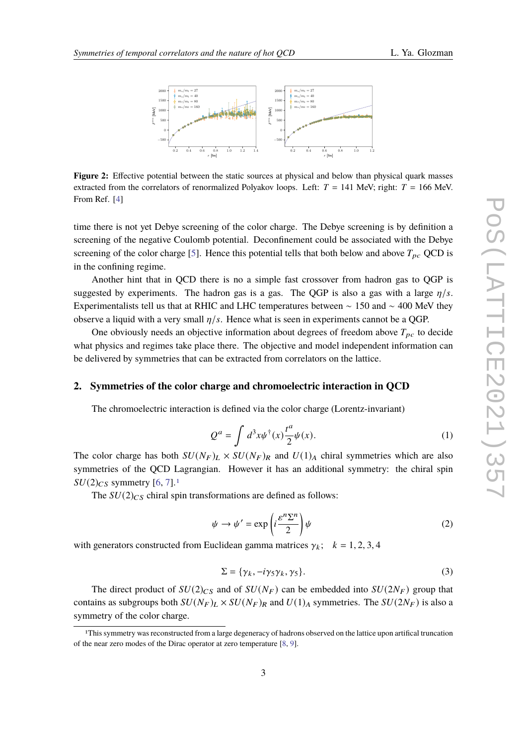**Figure 2:** Effective potential between the static sources at physical and below than physical quark masses extracted from the correlators of renormalized Polyakov loops. Left: $T = 141$ MeV; right: $T = 166$ MeV. From Ref. [4]

time there is not yet Debye screening of the color charge. The Debye screening is by definition a screening of the negative Coulomb potential. Deconfinement could be associated with the Debye screening of the color charge [5]. Hence this potential tells that both below and above $T_{pc}$ QCD is in the confining regime.

Another hint that in QCD there is no a simple fast crossover from hadron gas to QGP is suggested by experiments. The hadron gas is a gas. The QGP is also a gas with a large $\eta/s$. Experimentalists tell us that at RHIC and LHC temperatures between $\sim 150$ and $\sim 400$ MeV they observe a liquid with a very small $\eta/s$. Hence what is seen in experiments cannot be a QGP.

One obviously needs an objective information about degrees of freedom above $T_{pc}$ to decide what physics and regimes take place there. The objective and model independent information can be delivered by symmetries that can be extracted from correlators on the lattice.

## 2. Symmetries of the color charge and chromoelectric interaction in QCD

The chromoelectric interaction is defined via the color charge (Lorentz-invariant)

$$Q^a = \int d^3x \psi^\dagger(x) \frac{t^a}{2} \psi(x). \tag{1}$$

The color charge has both $SU(N_F)_L \times SU(N_F)_R$ and $U(1)_A$ chiral symmetries which are also symmetries of the QCD Lagrangian. However it has an additional symmetry: the chiral spin $SU(2)_{CS}$ symmetry [6, 7].[1]

The $SU(2)_{CS}$ chiral spin transformations are defined as follows:

$$\psi \rightarrow \psi' = \exp\left(i \frac{\varepsilon^n \Sigma^n}{2}\right) \psi \tag{2}$$

with generators constructed from Euclidean gamma matrices $\gamma_k$; $k = 1, 2, 3, 4$

$$\Sigma = \{\gamma_k, -i\gamma_5\gamma_k, \gamma_5\}. \tag{3}$$

The direct product of $SU(2)_{CS}$ and of $SU(N_F)$ can be embedded into $SU(2N_F)$ group that contains as subgroups both $SU(N_F)_L \times SU(N_F)_R$ and $U(1)_A$ symmetries. The $SU(2N_F)$ is also a symmetry of the color charge.

[1] This symmetry was reconstructed from a large degeneracy of hadrons observed on the lattice upon artifical truncation of the near zero modes of the Dirac operator at zero temperature [8, 9].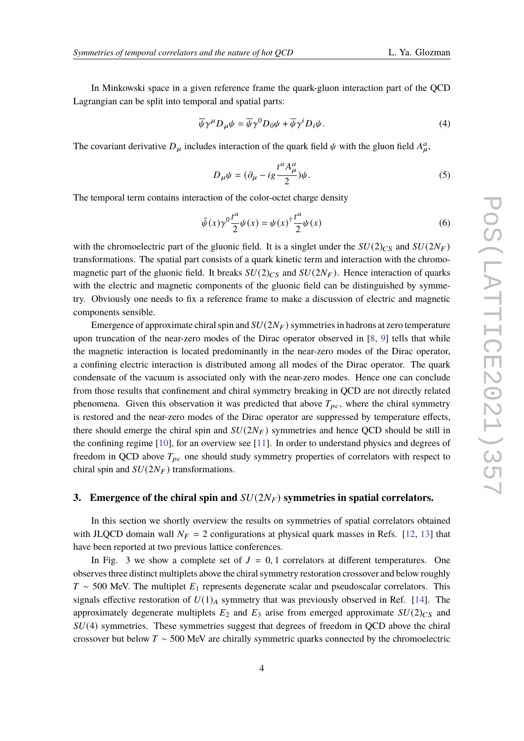In Minkowski space in a given reference frame the quark-gluon interaction part of the QCD Lagrangian can be split into temporal and spatial parts:

$$\overline{\psi}\gamma^{\mu}D_{\mu}\psi = \overline{\psi}\gamma^{0}D_{0}\psi + \overline{\psi}\gamma^{i}D_{i}\psi. \tag{4}$$

The covariant derivative $D_{\mu}$ includes interaction of the quark field $\psi$ with the gluon field $A^{a}_{\mu}$,

$$D_{\mu}\psi = (\partial_{\mu} - ig\frac{t^{a}A^{a}_{\mu}}{2})\psi. \tag{5}$$

The temporal term contains interaction of the color-octet charge density

$$\bar{\psi}(x)\gamma^{0}\frac{t^{a}}{2}\psi(x) = \psi(x)^{\dagger}\frac{t^{a}}{2}\psi(x) \tag{6}$$

with the chromoelectric part of the gluonic field. It is a singlet under the $SU(2)_{CS}$ and $SU(2N_F)$ transformations. The spatial part consists of a quark kinetic term and interaction with the chromomagnetic part of the gluonic field. It breaks $SU(2)_{CS}$ and $SU(2N_F)$. Hence interaction of quarks with the electric and magnetic components of the gluonic field can be distinguished by symmetry. Obviously one needs to fix a reference frame to make a discussion of electric and magnetic components sensible.

Emergence of approximate chiral spin and $SU(2N_F)$ symmetries in hadrons at zero temperature upon truncation of the near-zero modes of the Dirac operator observed in [8, 9] tells that while the magnetic interaction is located predominantly in the near-zero modes of the Dirac operator, a confining electric interaction is distributed among all modes of the Dirac operator. The quark condensate of the vacuum is associated only with the near-zero modes. Hence one can conclude from those results that confinement and chiral symmetry breaking in QCD are not directly related phenomena. Given this observation it was predicted that above $T_{pc}$, where the chiral symmetry is restored and the near-zero modes of the Dirac operator are suppressed by temperature effects, there should emerge the chiral spin and $SU(2N_F)$ symmetries and hence QCD should be still in the confining regime [10], for an overview see [11]. In order to understand physics and degrees of freedom in QCD above $T_{pc}$ one should study symmetry properties of correlators with respect to chiral spin and $SU(2N_F)$ transformations.

## 3. Emergence of the chiral spin and $SU(2N_F)$ symmetries in spatial correlators.

In this section we shortly overview the results on symmetries of spatial correlators obtained with JLQCD domain wall $N_F = 2$ configurations at physical quark masses in Refs. [12, 13] that have been reported at two previous lattice conferences.

In Fig. 3 we show a complete set of $J = 0, 1$ correlators at different temperatures. One observes three distinct multiplets above the chiral symmetry restoration crossover and below roughly $T \sim 500$ MeV. The multiplet $E_1$ represents degenerate scalar and pseudoscalar correlators. This signals effective restoration of $U(1)_A$ symmetry that was previously observed in Ref. [14]. The approximately degenerate multiplets $E_2$ and $E_3$ arise from emerged approximate $SU(2)_{CS}$ and $SU(4)$ symmetries. These symmetries suggest that degrees of freedom in QCD above the chiral crossover but below $T \sim 500$ MeV are chirally symmetric quarks connected by the chromoelectric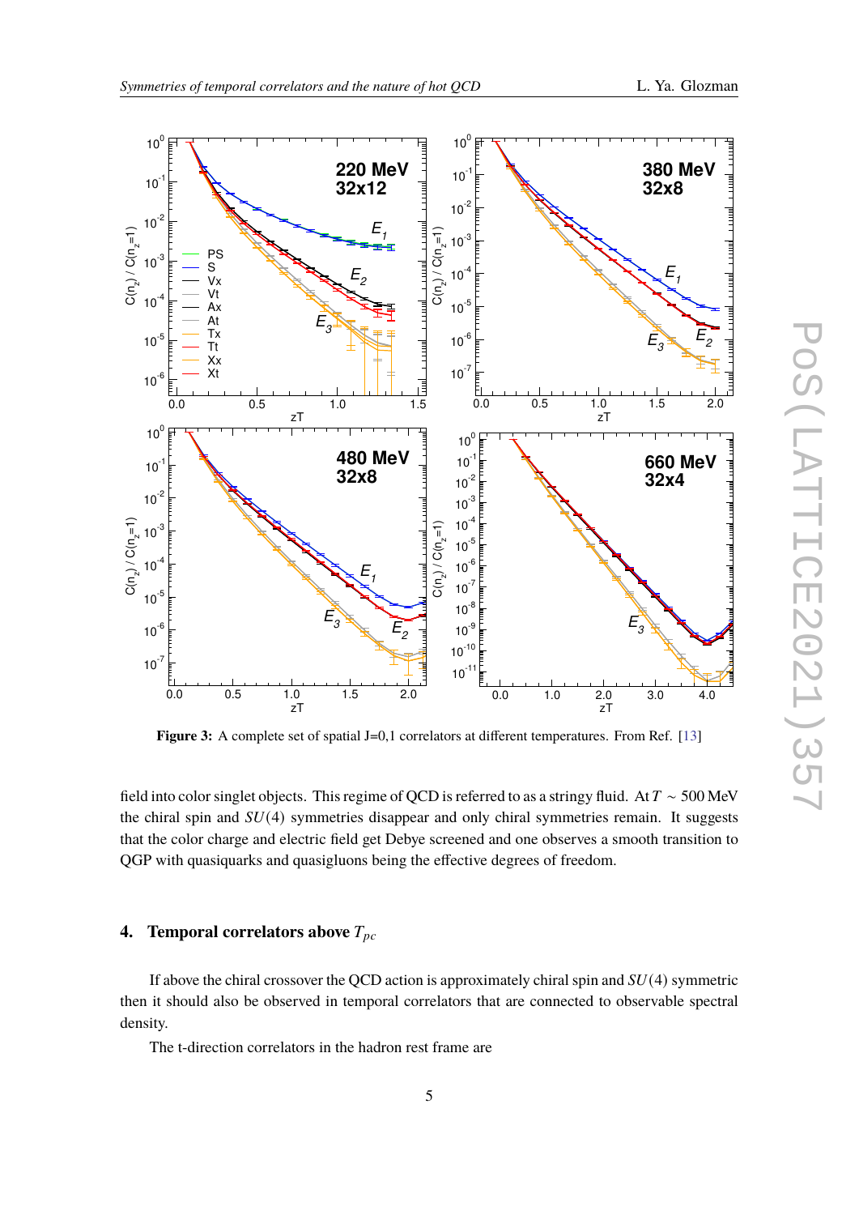Figure 3: A complete set of spatial J=0,1 correlators at different temperatures. From Ref. [13]

field into color singlet objects. This regime of QCD is referred to as a stringy fluid. At $T \sim 500$ MeV the chiral spin and $SU(4)$ symmetries disappear and only chiral symmetries remain. It suggests that the color charge and electric field get Debye screened and one observes a smooth transition to QGP with quasiquarks and quasigluons being the effective degrees of freedom.

## 4. Temporal correlators above $T_{pc}$

If above the chiral crossover the QCD action is approximately chiral spin and $SU(4)$ symmetric then it should also be observed in temporal correlators that are connected to observable spectral density.

The t-direction correlators in the hadron rest frame are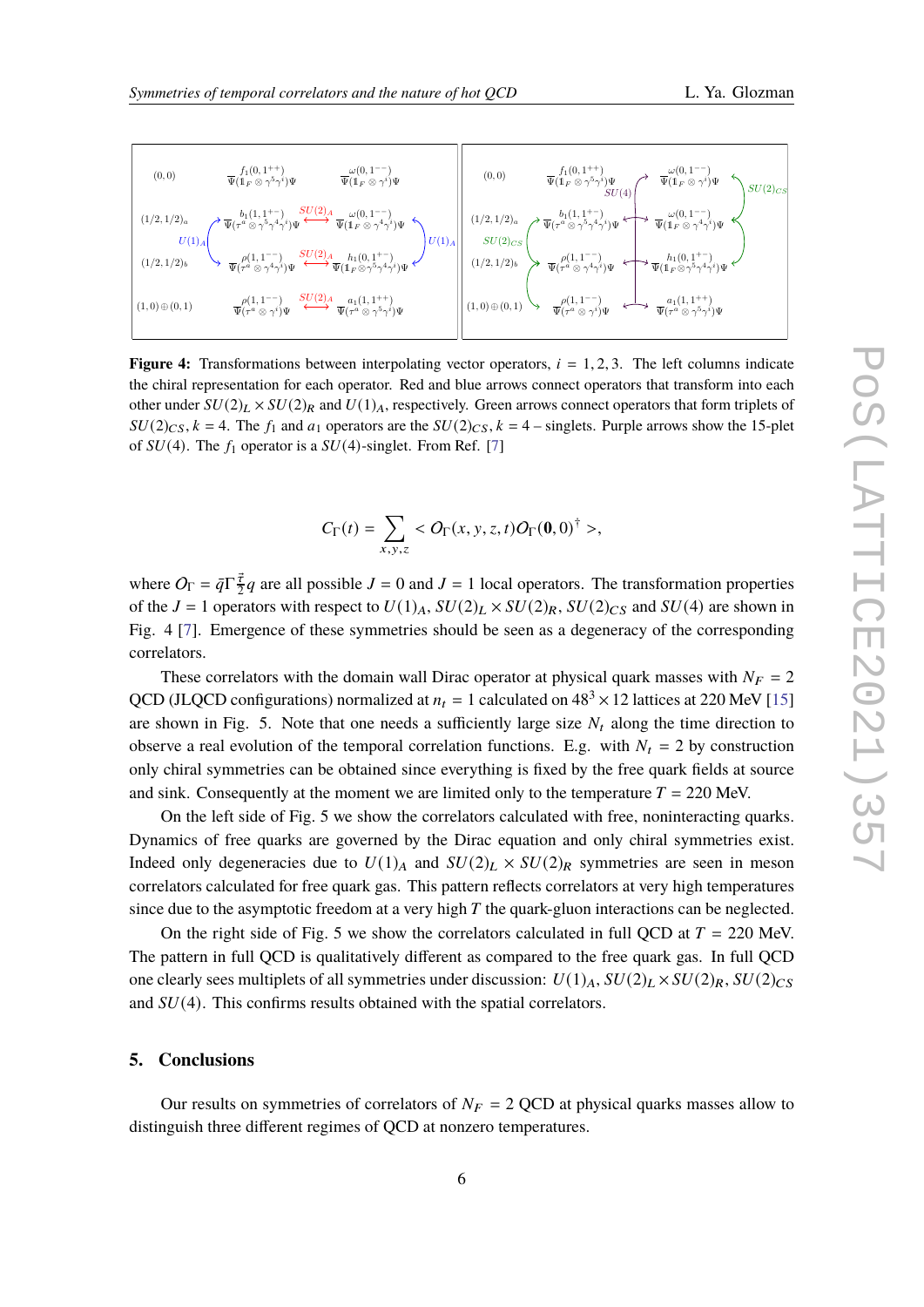**Figure 4:** Transformations between interpolating vector operators, $i = 1, 2, 3$. The left columns indicate the chiral representation for each operator. Red and blue arrows connect operators that transform into each other under $SU(2)_L \times SU(2)_R$ and $U(1)_A$, respectively. Green arrows connect operators that form triplets of $SU(2)_{CS}$, $k = 4$. The $f_1$ and $a_1$ operators are the $SU(2)_{CS}$, $k = 4$ – singlets. Purple arrows show the 15-plet of $SU(4)$. The $f_1$ operator is a $SU(4)$-singlet. From Ref. [7]

$$C_\Gamma(t) = \sum_{x,y,z} < O_\Gamma(x, y, z, t) O_\Gamma(\mathbf{0}, 0)^\dagger >,$$

where $O_\Gamma = \bar{q}\Gamma\frac{\vec{\tau}}{2}q$ are all possible $J = 0$ and $J = 1$ local operators. The transformation properties of the $J = 1$ operators with respect to $U(1)_A$, $SU(2)_L \times SU(2)_R$, $SU(2)_{CS}$ and $SU(4)$ are shown in Fig. 4 [7]. Emergence of these symmetries should be seen as a degeneracy of the corresponding correlators.

These correlators with the domain wall Dirac operator at physical quark masses with $N_F = 2$ QCD (JLQCD configurations) normalized at $n_t = 1$ calculated on $48^3 \times 12$ lattices at 220 MeV [15] are shown in Fig. 5. Note that one needs a sufficiently large size $N_t$ along the time direction to observe a real evolution of the temporal correlation functions. E.g. with $N_t = 2$ by construction only chiral symmetries can be obtained since everything is fixed by the free quark fields at source and sink. Consequently at the moment we are limited only to the temperature $T = 220$ MeV.

On the left side of Fig. 5 we show the correlators calculated with free, noninteracting quarks. Dynamics of free quarks are governed by the Dirac equation and only chiral symmetries exist. Indeed only degeneracies due to $U(1)_A$ and $SU(2)_L \times SU(2)_R$ symmetries are seen in meson correlators calculated for free quark gas. This pattern reflects correlators at very high temperatures since due to the asymptotic freedom at a very high $T$ the quark-gluon interactions can be neglected.

On the right side of Fig. 5 we show the correlators calculated in full QCD at $T = 220$ MeV. The pattern in full QCD is qualitatively different as compared to the free quark gas. In full QCD one clearly sees multiplets of all symmetries under discussion: $U(1)_A$, $SU(2)_L \times SU(2)_R$, $SU(2)_{CS}$ and $SU(4)$. This confirms results obtained with the spatial correlators.

## 5. Conclusions

Our results on symmetries of correlators of $N_F = 2$ QCD at physical quarks masses allow to distinguish three different regimes of QCD at nonzero temperatures.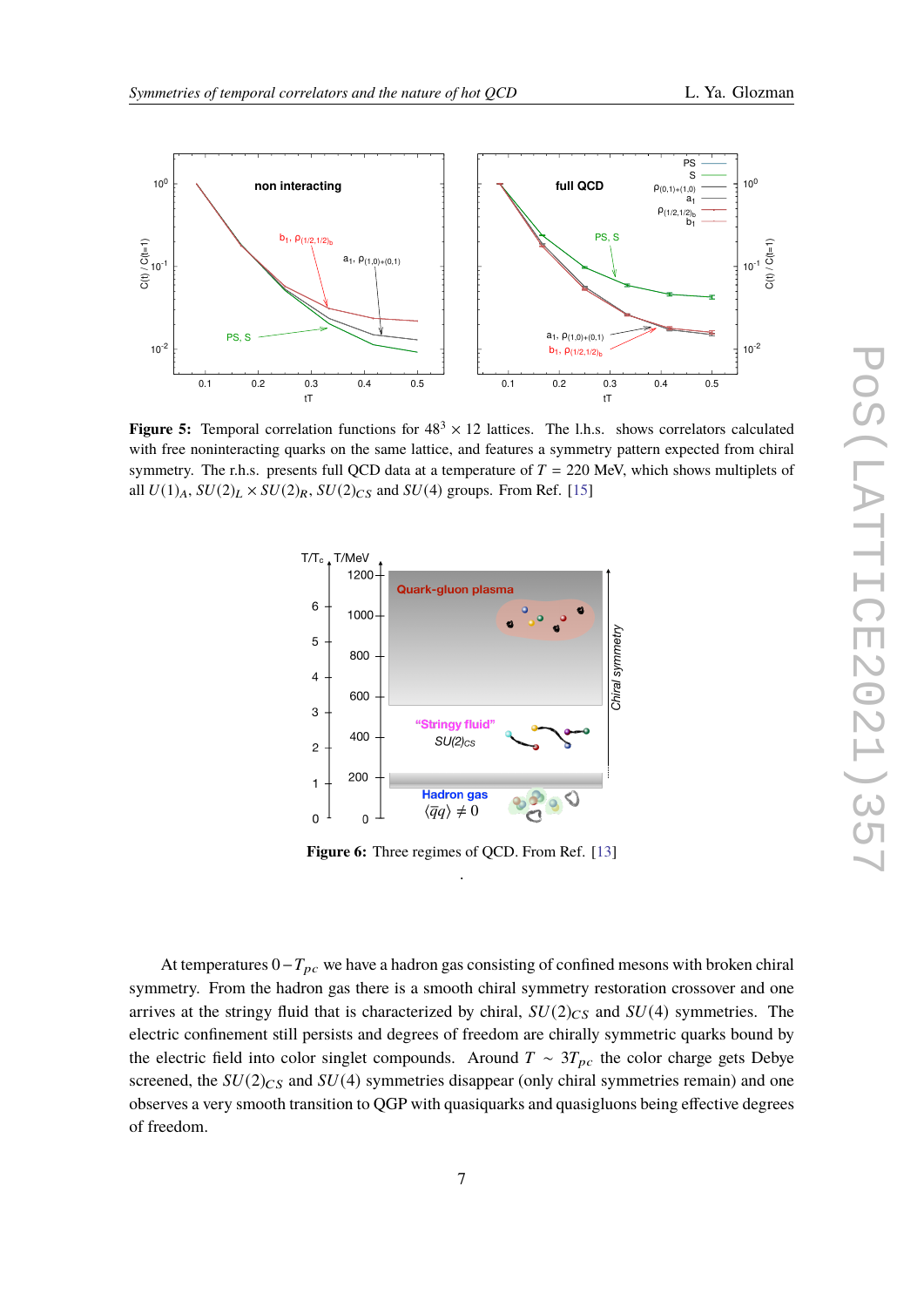**Figure 5:** Temporal correlation functions for $48^3 \times 12$ lattices. The l.h.s. shows correlators calculated with free noninteracting quarks on the same lattice, and features a symmetry pattern expected from chiral symmetry. The r.h.s. presents full QCD data at a temperature of $T = 220$ MeV, which shows multiplets of all $U(1)_A$, $SU(2)_L \times SU(2)_R$, $SU(2)_{CS}$ and $SU(4)$ groups. From Ref. [15]

**Figure 6:** Three regimes of QCD. From Ref. [13]

At temperatures $0 - T_{pc}$ we have a hadron gas consisting of confined mesons with broken chiral symmetry. From the hadron gas there is a smooth chiral symmetry restoration crossover and one arrives at the stringy fluid that is characterized by chiral, $SU(2)_{CS}$ and $SU(4)$ symmetries. The electric confinement still persists and degrees of freedom are chirally symmetric quarks bound by the electric field into color singlet compounds. Around $T \sim 3T_{pc}$ the color charge gets Debye screened, the $SU(2)_{CS}$ and $SU(4)$ symmetries disappear (only chiral symmetries remain) and one observes a very smooth transition to QGP with quasiquarks and quasigluons being effective degrees of freedom.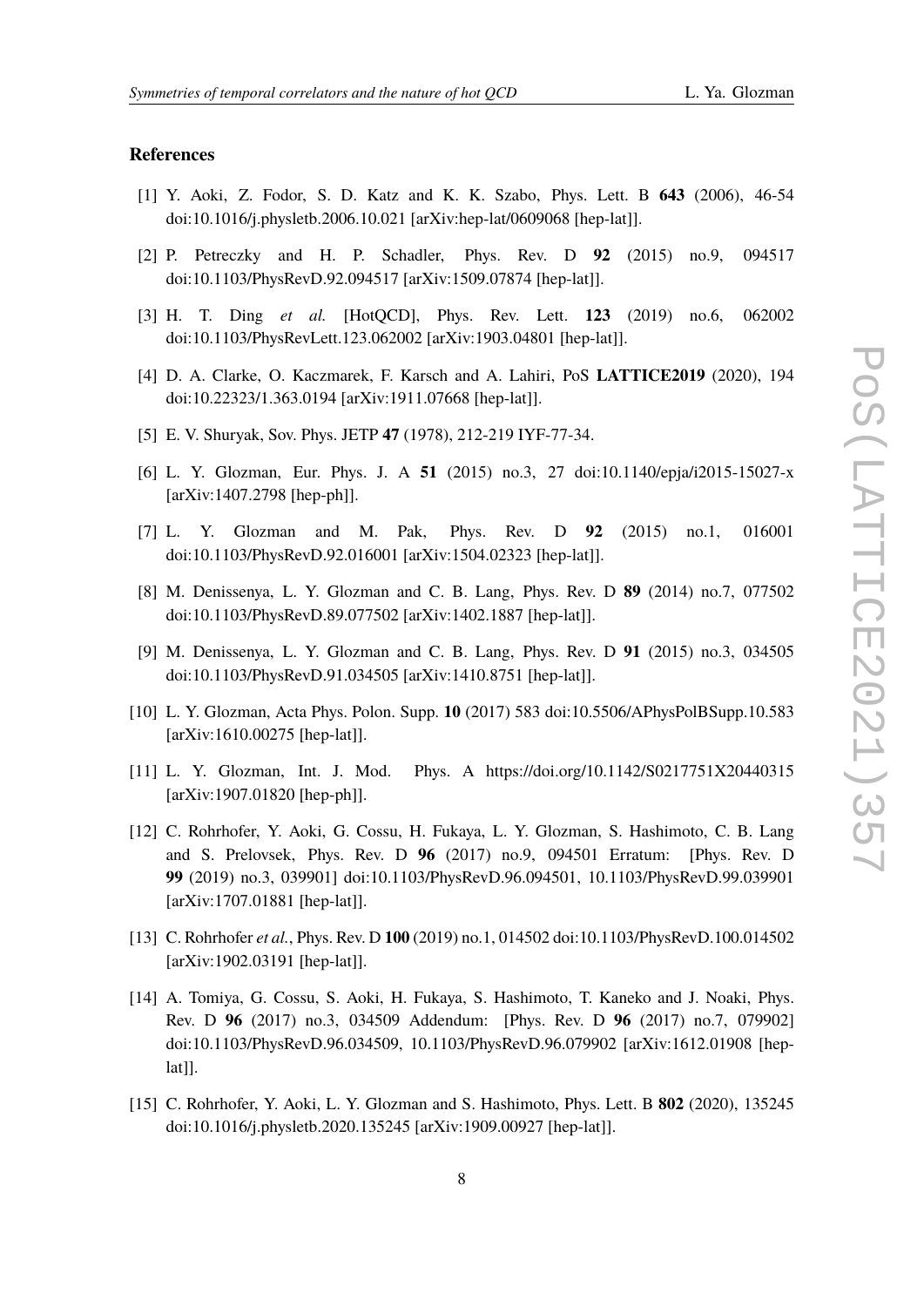## References

[1] Y. Aoki, Z. Fodor, S. D. Katz and K. K. Szabo, Phys. Lett. B **643** (2006), 46-54 doi:10.1016/j.physletb.2006.10.021 [arXiv:hep-lat/0609068 [hep-lat]].

[2] P. Petreczky and H. P. Schadler, Phys. Rev. D **92** (2015) no.9, 094517 doi:10.1103/PhysRevD.92.094517 [arXiv:1509.07874 [hep-lat]].

[3] H. T. Ding *et al.* [HotQCD], Phys. Rev. Lett. **123** (2019) no.6, 062002 doi:10.1103/PhysRevLett.123.062002 [arXiv:1903.04801 [hep-lat]].

[4] D. A. Clarke, O. Kaczmarek, F. Karsch and A. Lahiri, PoS **LATTICE2019** (2020), 194 doi:10.22323/1.363.0194 [arXiv:1911.07668 [hep-lat]].

[5] E. V. Shuryak, Sov. Phys. JETP **47** (1978), 212-219 IYF-77-34.

[6] L. Y. Glozman, Eur. Phys. J. A **51** (2015) no.3, 27 doi:10.1140/epja/i2015-15027-x [arXiv:1407.2798 [hep-ph]].

[7] L. Y. Glozman and M. Pak, Phys. Rev. D **92** (2015) no.1, 016001 doi:10.1103/PhysRevD.92.016001 [arXiv:1504.02323 [hep-lat]].

[8] M. Denissenya, L. Y. Glozman and C. B. Lang, Phys. Rev. D **89** (2014) no.7, 077502 doi:10.1103/PhysRevD.89.077502 [arXiv:1402.1887 [hep-lat]].

[9] M. Denissenya, L. Y. Glozman and C. B. Lang, Phys. Rev. D **91** (2015) no.3, 034505 doi:10.1103/PhysRevD.91.034505 [arXiv:1410.8751 [hep-lat]].

[10] L. Y. Glozman, Acta Phys. Polon. Supp. **10** (2017) 583 doi:10.5506/APhysPolBSupp.10.583 [arXiv:1610.00275 [hep-lat]].

[11] L. Y. Glozman, Int. J. Mod. Phys. A https://doi.org/10.1142/S0217751X20440315 [arXiv:1907.01820 [hep-ph]].

[12] C. Rohrhofer, Y. Aoki, G. Cossu, H. Fukaya, L. Y. Glozman, S. Hashimoto, C. B. Lang and S. Prelovsek, Phys. Rev. D **96** (2017) no.9, 094501 Erratum: [Phys. Rev. D **99** (2019) no.3, 039901] doi:10.1103/PhysRevD.96.094501, 10.1103/PhysRevD.99.039901 [arXiv:1707.01881 [hep-lat]].

[13] C. Rohrhofer *et al.*, Phys. Rev. D **100** (2019) no.1, 014502 doi:10.1103/PhysRevD.100.014502 [arXiv:1902.03191 [hep-lat]].

[14] A. Tomiya, G. Cossu, S. Aoki, H. Fukaya, S. Hashimoto, T. Kaneko and J. Noaki, Phys. Rev. D **96** (2017) no.3, 034509 Addendum: [Phys. Rev. D **96** (2017) no.7, 079902] doi:10.1103/PhysRevD.96.034509, 10.1103/PhysRevD.96.079902 [arXiv:1612.01908 [hep-lat]].

[15] C. Rohrhofer, Y. Aoki, L. Y. Glozman and S. Hashimoto, Phys. Lett. B **802** (2020), 135245 doi:10.1016/j.physletb.2020.135245 [arXiv:1909.00927 [hep-lat]].